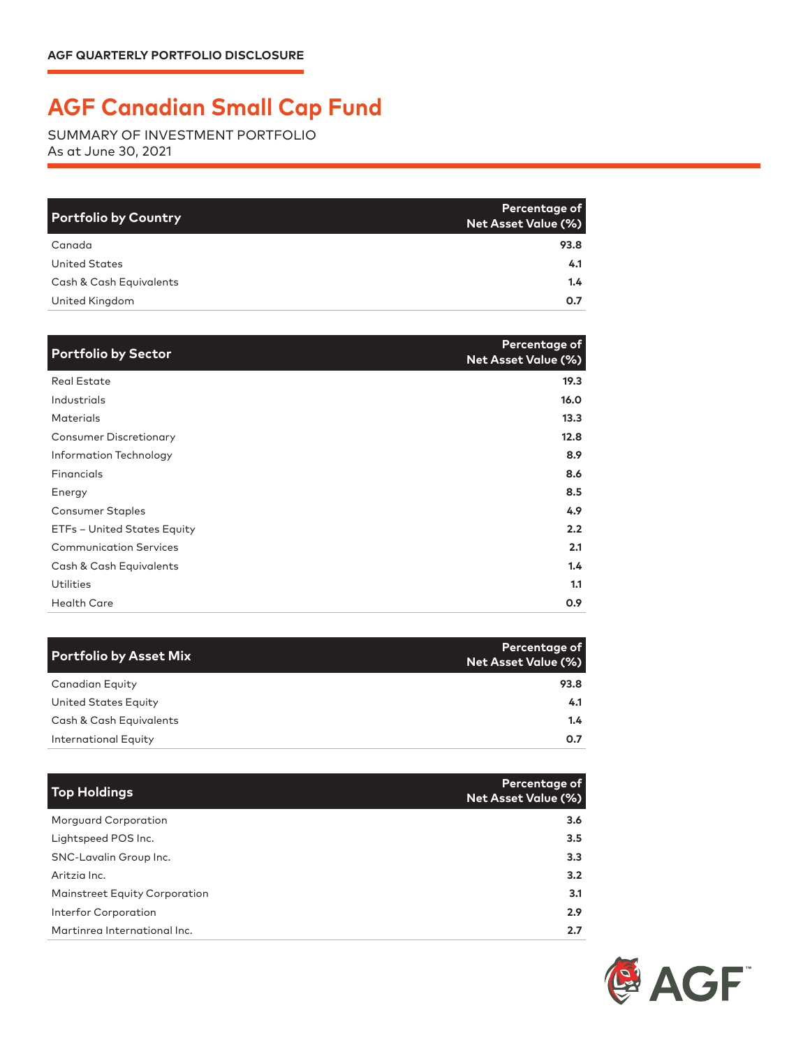AGF QUARTERLY PORTFOLIO DISCLOSURE

# AGF Canadian Small Cap Fund

SUMMARY OF INVESTMENT PORTFOLIO
As at June 30, 2021

| Portfolio by Country | Percentage of Net Asset Value (%) |
|---|---|
| Canada | 93.8 |
| United States | 4.1 |
| Cash & Cash Equivalents | 1.4 |
| United Kingdom | 0.7 |

| Portfolio by Sector | Percentage of Net Asset Value (%) |
|---|---|
| Real Estate | 19.3 |
| Industrials | 16.0 |
| Materials | 13.3 |
| Consumer Discretionary | 12.8 |
| Information Technology | 8.9 |
| Financials | 8.6 |
| Energy | 8.5 |
| Consumer Staples | 4.9 |
| ETFs – United States Equity | 2.2 |
| Communication Services | 2.1 |
| Cash & Cash Equivalents | 1.4 |
| Utilities | 1.1 |
| Health Care | 0.9 |

| Portfolio by Asset Mix | Percentage of Net Asset Value (%) |
|---|---|
| Canadian Equity | 93.8 |
| United States Equity | 4.1 |
| Cash & Cash Equivalents | 1.4 |
| International Equity | 0.7 |

| Top Holdings | Percentage of Net Asset Value (%) |
|---|---|
| Morguard Corporation | 3.6 |
| Lightspeed POS Inc. | 3.5 |
| SNC-Lavalin Group Inc. | 3.3 |
| Aritzia Inc. | 3.2 |
| Mainstreet Equity Corporation | 3.1 |
| Interfor Corporation | 2.9 |
| Martinrea International Inc. | 2.7 |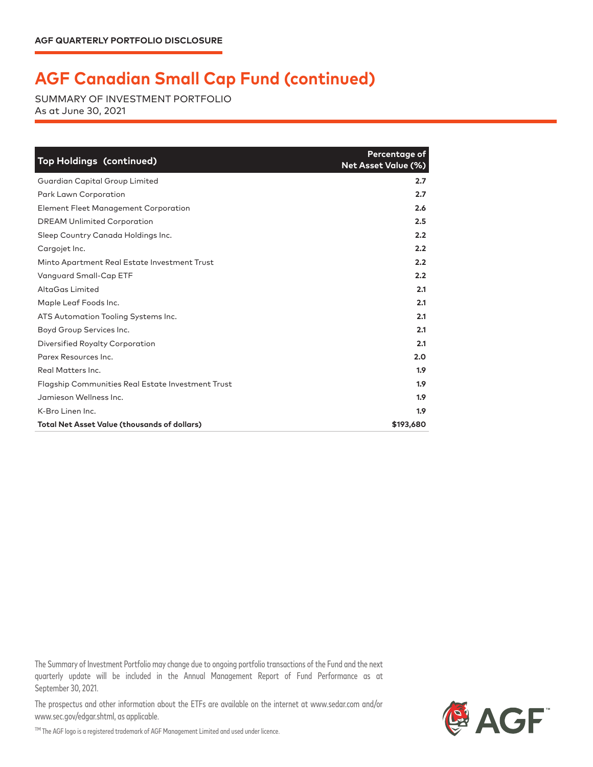AGF QUARTERLY PORTFOLIO DISCLOSURE

# AGF Canadian Small Cap Fund (continued)

SUMMARY OF INVESTMENT PORTFOLIO
As at June 30, 2021

| Top Holdings (continued) | Percentage of Net Asset Value (%) |
|---|---|
| Guardian Capital Group Limited | **2.7** |
| Park Lawn Corporation | **2.7** |
| Element Fleet Management Corporation | **2.6** |
| DREAM Unlimited Corporation | **2.5** |
| Sleep Country Canada Holdings Inc. | **2.2** |
| Cargojet Inc. | **2.2** |
| Minto Apartment Real Estate Investment Trust | **2.2** |
| Vanguard Small-Cap ETF | **2.2** |
| AltaGas Limited | **2.1** |
| Maple Leaf Foods Inc. | **2.1** |
| ATS Automation Tooling Systems Inc. | **2.1** |
| Boyd Group Services Inc. | **2.1** |
| Diversified Royalty Corporation | **2.1** |
| Parex Resources Inc. | **2.0** |
| Real Matters Inc. | **1.9** |
| Flagship Communities Real Estate Investment Trust | **1.9** |
| Jamieson Wellness Inc. | **1.9** |
| K-Bro Linen Inc. | **1.9** |
| **Total Net Asset Value (thousands of dollars)** | **$193,680** |

The Summary of Investment Portfolio may change due to ongoing portfolio transactions of the Fund and the next quarterly update will be included in the Annual Management Report of Fund Performance as at September 30, 2021.

The prospectus and other information about the ETFs are available on the internet at www.sedar.com and/or www.sec.gov/edgar.shtml, as applicable.

TM The AGF logo is a registered trademark of AGF Management Limited and used under licence.